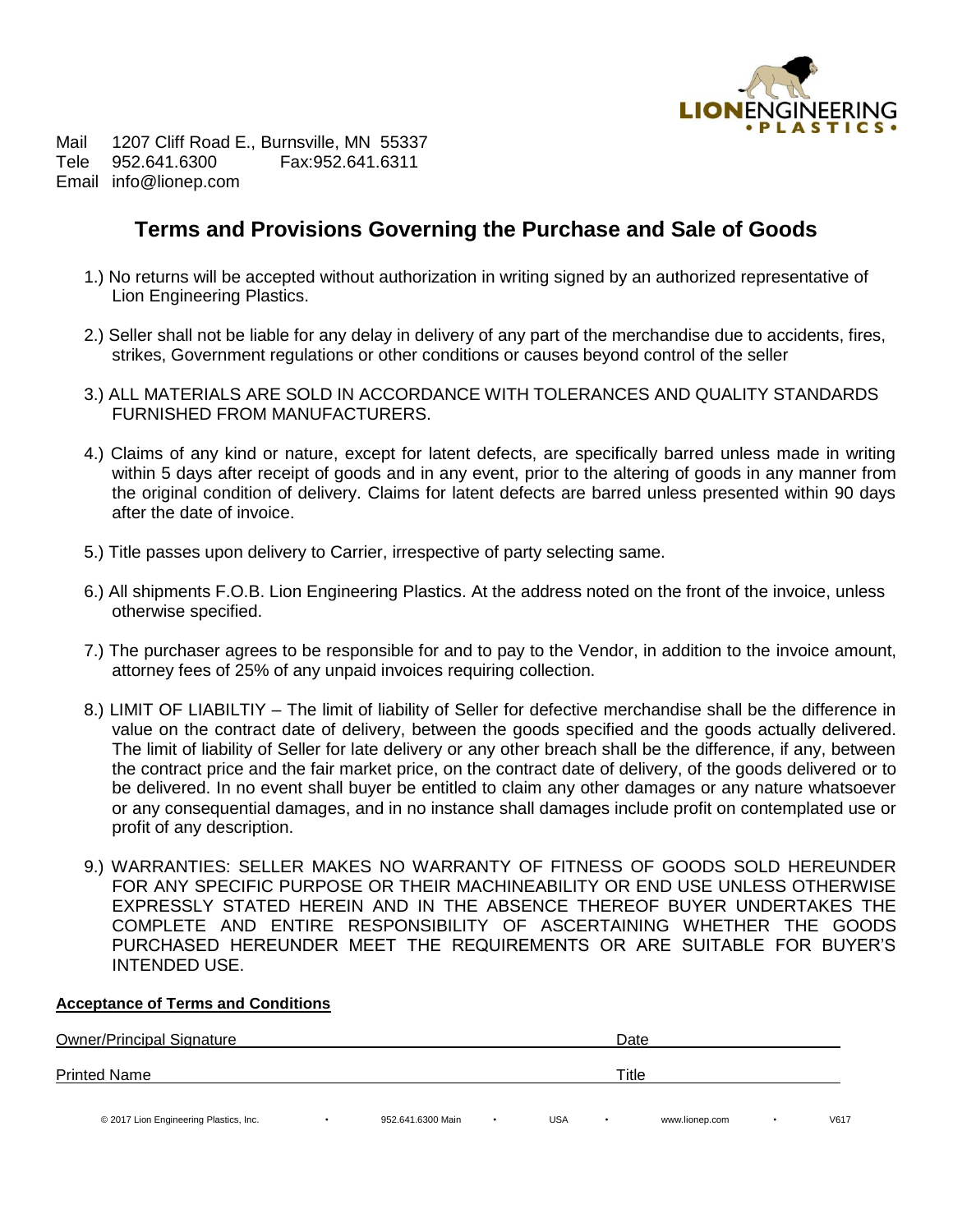LIONENGINEERING
• PLASTICS •

Mail 1207 Cliff Road E., Burnsville, MN 55337
Tele 952.641.6300 Fax:952.641.6311
Email info@lionep.com

# Terms and Provisions Governing the Purchase and Sale of Goods

1.) No returns will be accepted without authorization in writing signed by an authorized representative of Lion Engineering Plastics.

2.) Seller shall not be liable for any delay in delivery of any part of the merchandise due to accidents, fires, strikes, Government regulations or other conditions or causes beyond control of the seller

3.) ALL MATERIALS ARE SOLD IN ACCORDANCE WITH TOLERANCES AND QUALITY STANDARDS FURNISHED FROM MANUFACTURERS.

4.) Claims of any kind or nature, except for latent defects, are specifically barred unless made in writing within 5 days after receipt of goods and in any event, prior to the altering of goods in any manner from the original condition of delivery. Claims for latent defects are barred unless presented within 90 days after the date of invoice.

5.) Title passes upon delivery to Carrier, irrespective of party selecting same.

6.) All shipments F.O.B. Lion Engineering Plastics. At the address noted on the front of the invoice, unless otherwise specified.

7.) The purchaser agrees to be responsible for and to pay to the Vendor, in addition to the invoice amount, attorney fees of 25% of any unpaid invoices requiring collection.

8.) LIMIT OF LIABILTIY – The limit of liability of Seller for defective merchandise shall be the difference in value on the contract date of delivery, between the goods specified and the goods actually delivered. The limit of liability of Seller for late delivery or any other breach shall be the difference, if any, between the contract price and the fair market price, on the contract date of delivery, of the goods delivered or to be delivered. In no event shall buyer be entitled to claim any other damages or any nature whatsoever or any consequential damages, and in no instance shall damages include profit on contemplated use or profit of any description.

9.) WARRANTIES: SELLER MAKES NO WARRANTY OF FITNESS OF GOODS SOLD HEREUNDER FOR ANY SPECIFIC PURPOSE OR THEIR MACHINEABILITY OR END USE UNLESS OTHERWISE EXPRESSLY STATED HEREIN AND IN THE ABSENCE THEREOF BUYER UNDERTAKES THE COMPLETE AND ENTIRE RESPONSIBILITY OF ASCERTAINING WHETHER THE GOODS PURCHASED HEREUNDER MEET THE REQUIREMENTS OR ARE SUITABLE FOR BUYER'S INTENDED USE.

**Acceptance of Terms and Conditions**

Owner/Principal Signature \_\_\_\_\_\_\_\_\_\_\_\_\_\_\_\_\_\_\_\_ Date \_\_\_\_\_\_\_\_\_\_

Printed Name \_\_\_\_\_\_\_\_\_\_\_\_\_\_\_\_\_\_\_\_ Title \_\_\_\_\_\_\_\_\_\_

© 2017 Lion Engineering Plastics, Inc. • 952.641.6300 Main • USA • www.lionep.com • V617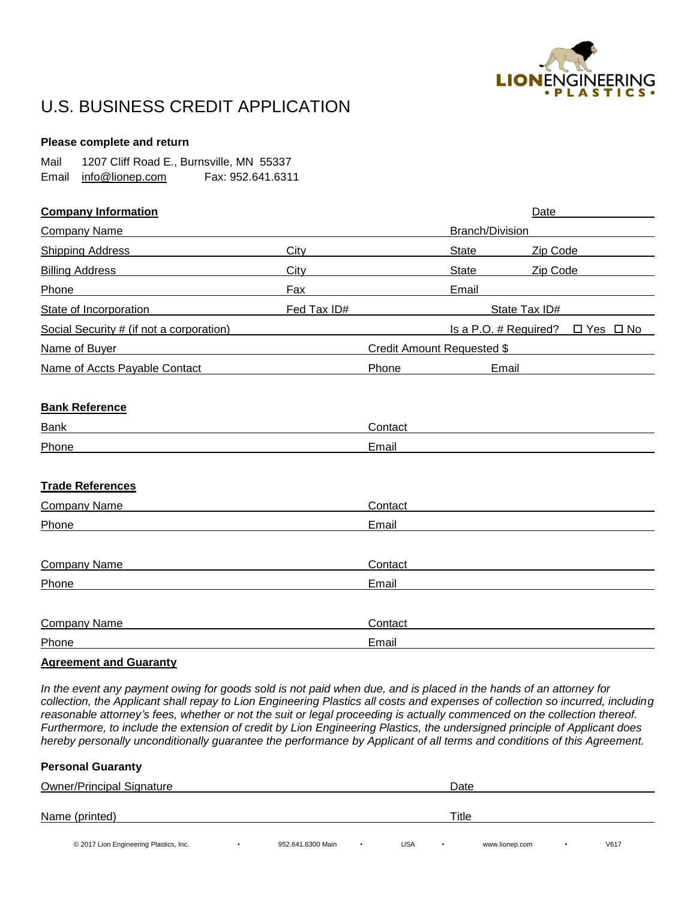LIONENGINEERING
• PLASTICS •

# U.S. BUSINESS CREDIT APPLICATION

**Please complete and return**

Mail 1207 Cliff Road E., Burnsville, MN 55337
Email info@lionep.com Fax: 952.641.6311

## Company Information

Date ______

Company Name ______ Branch/Division ______

Shipping Address ______ City ______ State ______ Zip Code ______

Billing Address ______ City ______ State ______ Zip Code ______

Phone ______ Fax ______ Email ______

State of Incorporation ______ Fed Tax ID# ______ State Tax ID# ______

Social Security # (if not a corporation) ______ Is a P.O. # Required? ☐ Yes ☐ No

Name of Buyer ______ Credit Amount Requested $ ______

Name of Accts Payable Contact ______ Phone ______ Email ______

## Bank Reference

Bank ______ Contact ______

Phone ______ Email ______

## Trade References

Company Name ______ Contact ______

Phone ______ Email ______

Company Name ______ Contact ______

Phone ______ Email ______

Company Name ______ Contact ______

Phone ______ Email ______

## Agreement and Guaranty

*In the event any payment owing for goods sold is not paid when due, and is placed in the hands of an attorney for collection, the Applicant shall repay to Lion Engineering Plastics all costs and expenses of collection so incurred, including reasonable attorney's fees, whether or not the suit or legal proceeding is actually commenced on the collection thereof. Furthermore, to include the extension of credit by Lion Engineering Plastics, the undersigned principle of Applicant does hereby personally unconditionally guarantee the performance by Applicant of all terms and conditions of this Agreement.*

**Personal Guaranty**

Owner/Principal Signature ______ Date ______

Name (printed) ______ Title ______

© 2017 Lion Engineering Plastics, Inc. • 952.641.6300 Main • USA • www.lionep.com • V617